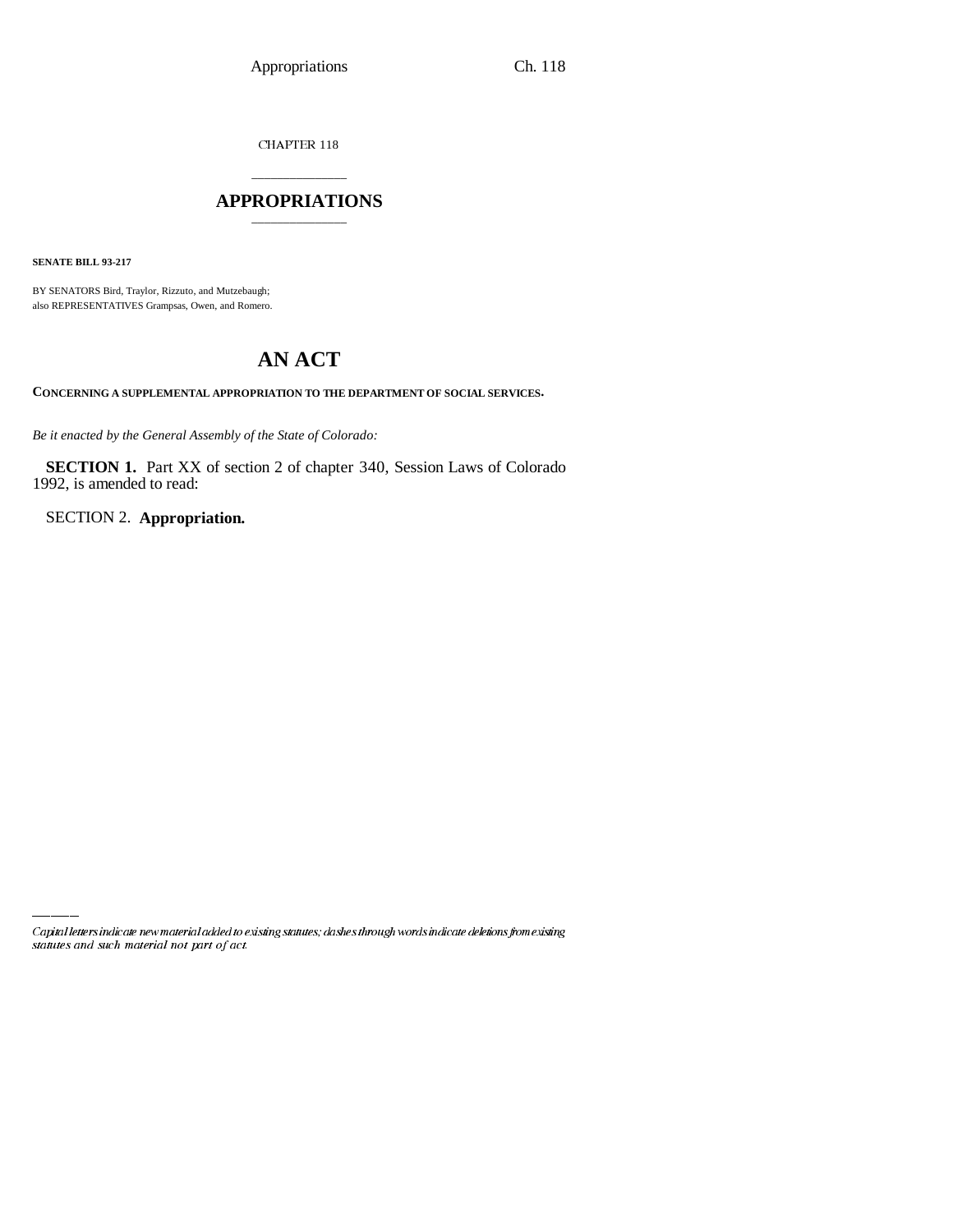CHAPTER 118

# APPROPRIATIONS

**SENATE BILL 93-217**

BY SENATORS Bird, Traylor, Rizzuto, and Mutzebaugh;
also REPRESENTATIVES Grampsas, Owen, and Romero.

# AN ACT

**CONCERNING A SUPPLEMENTAL APPROPRIATION TO THE DEPARTMENT OF SOCIAL SERVICES.**

*Be it enacted by the General Assembly of the State of Colorado:*

**SECTION 1.** Part XX of section 2 of chapter 340, Session Laws of Colorado 1992, is amended to read:

SECTION 2. **Appropriation.**

*Capital letters indicate new material added to existing statutes; dashes through words indicate deletions from existing statutes and such material not part of act.*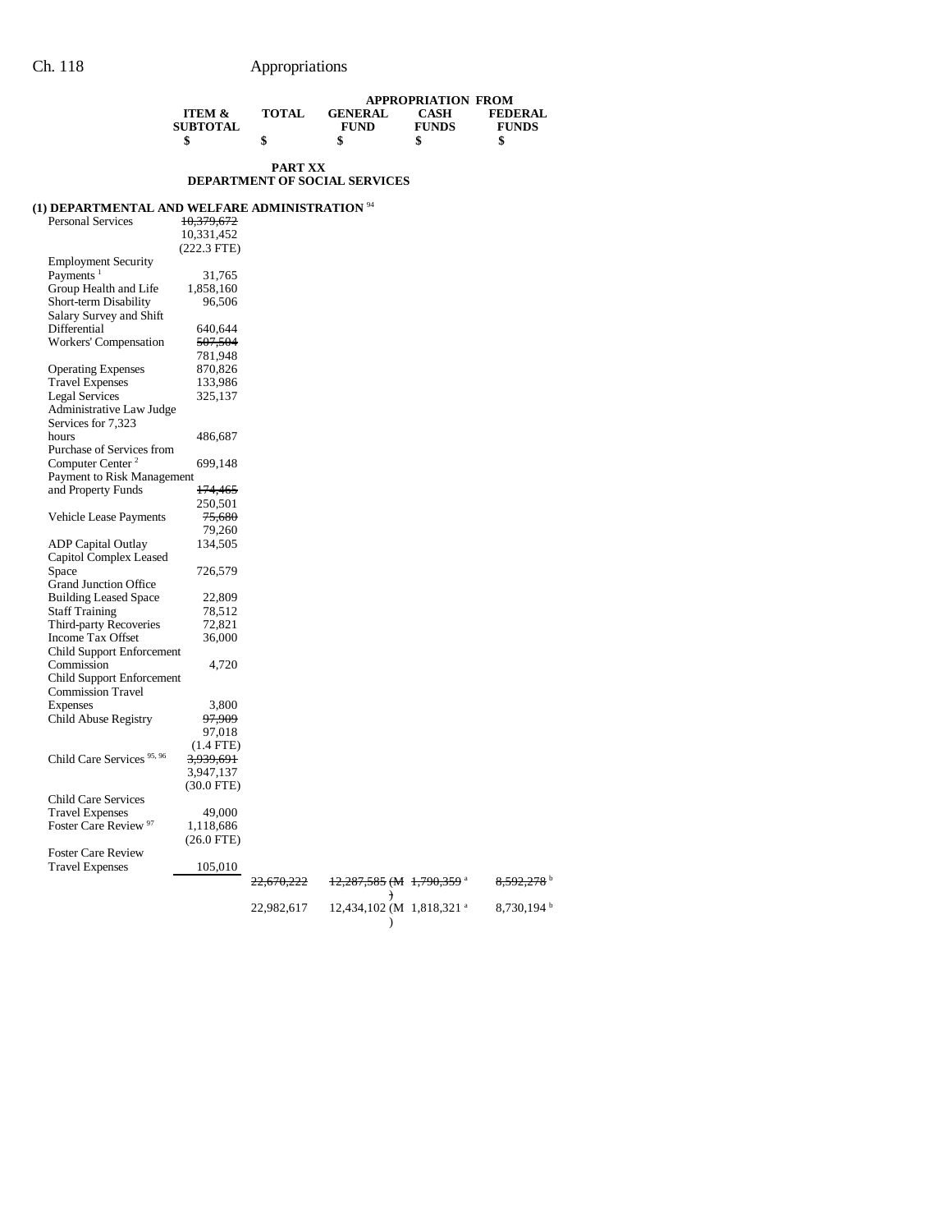| | ITEM & SUBTOTAL | TOTAL | APPROPRIATION FROM GENERAL FUND | CASH FUNDS | FEDERAL FUNDS |
|---|---|---|---|---|---|
| | $ | $ | $ | $ | $ |

**PART XX**
**DEPARTMENT OF SOCIAL SERVICES**

**(1) DEPARTMENTAL AND WELFARE ADMINISTRATION** [94]

| | ITEM & SUBTOTAL | TOTAL | GENERAL FUND | CASH FUNDS | FEDERAL FUNDS |
|---|---|---|---|---|---|
| Personal Services | ~~10,379,672~~ 10,331,452 (222.3 FTE) | | | | |
| Employment Security Payments [1] | 31,765 | | | | |
| Group Health and Life | 1,858,160 | | | | |
| Short-term Disability | 96,506 | | | | |
| Salary Survey and Shift Differential | 640,644 | | | | |
| Workers' Compensation | ~~507,504~~ 781,948 | | | | |
| Operating Expenses | 870,826 | | | | |
| Travel Expenses | 133,986 | | | | |
| Legal Services | 325,137 | | | | |
| Administrative Law Judge Services for 7,323 hours | 486,687 | | | | |
| Purchase of Services from Computer Center [2] | 699,148 | | | | |
| Payment to Risk Management and Property Funds | ~~174,465~~ 250,501 | | | | |
| Vehicle Lease Payments | ~~75,680~~ 79,260 | | | | |
| ADP Capital Outlay | 134,505 | | | | |
| Capitol Complex Leased Space | 726,579 | | | | |
| Grand Junction Office Building Leased Space | 22,809 | | | | |
| Staff Training | 78,512 | | | | |
| Third-party Recoveries | 72,821 | | | | |
| Income Tax Offset | 36,000 | | | | |
| Child Support Enforcement Commission | 4,720 | | | | |
| Child Support Enforcement Commission Travel Expenses | 3,800 | | | | |
| Child Abuse Registry | ~~97,909~~ 97,018 (1.4 FTE) | | | | |
| Child Care Services [95, 96] | ~~3,939,691~~ 3,947,137 (30.0 FTE) | | | | |
| Child Care Services Travel Expenses | 49,000 | | | | |
| Foster Care Review [97] | 1,118,686 (26.0 FTE) | | | | |
| Foster Care Review Travel Expenses | 105,010 | | | | |
| | | ~~22,670,222~~ | ~~12,287,585 (M)~~ | ~~1,790,359~~ [a] | ~~8,592,278~~ [b] |
| | | 22,982,617 | 12,434,102 (M) | 1,818,321 [a] | 8,730,194 [b] |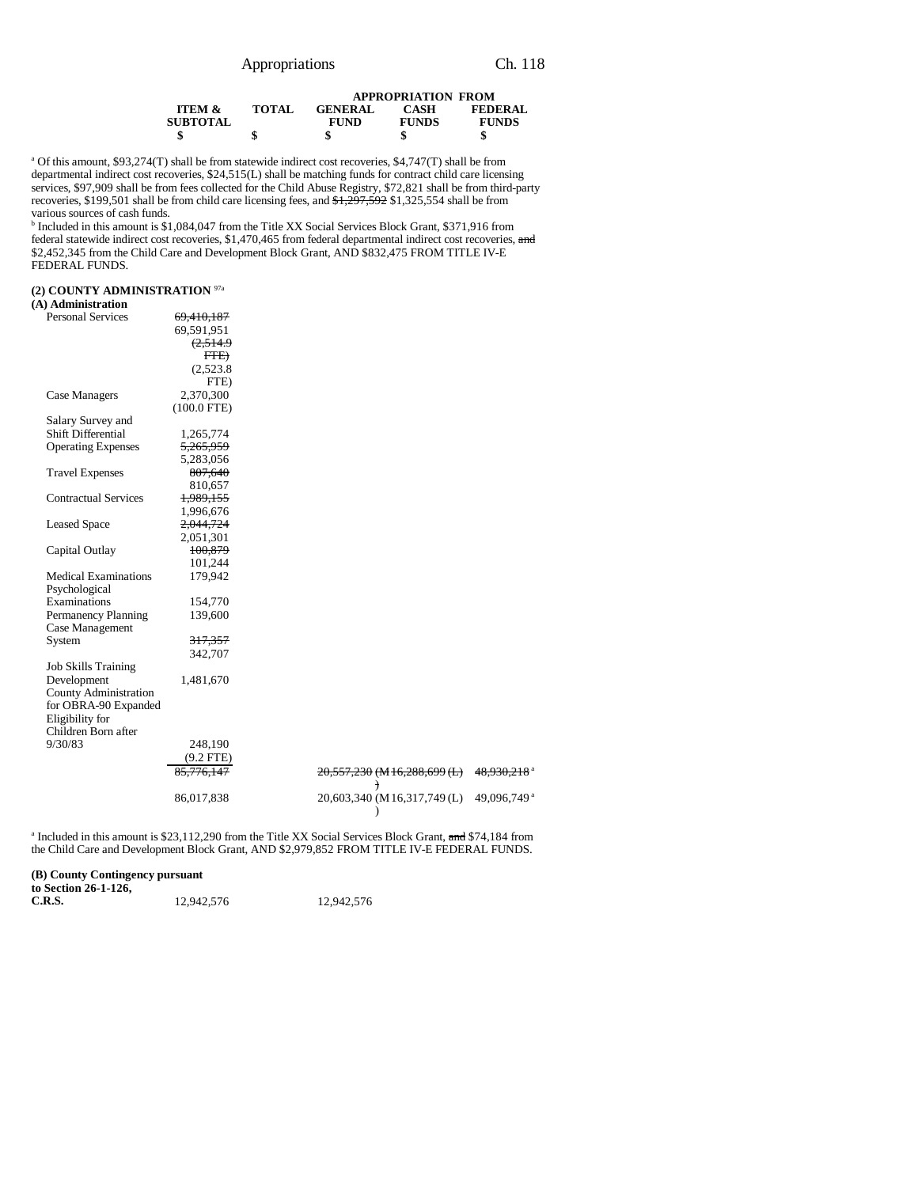| | ITEM & SUBTOTAL | TOTAL | APPROPRIATION FROM GENERAL FUND | CASH FUNDS | FEDERAL FUNDS |
|---|---|---|---|---|---|
| | $ | $ | $ | $ | $ |

[a] Of this amount, $93,274(T) shall be from statewide indirect cost recoveries, $4,747(T) shall be from departmental indirect cost recoveries, $24,515(L) shall be matching funds for contract child care licensing services, $97,909 shall be from fees collected for the Child Abuse Registry, $72,821 shall be from third-party recoveries, $199,501 shall be from child care licensing fees, and ~~$1,297,592~~ $1,325,554 shall be from various sources of cash funds.

[b] Included in this amount is $1,084,047 from the Title XX Social Services Block Grant, $371,916 from federal statewide indirect cost recoveries, $1,470,465 from federal departmental indirect cost recoveries, ~~and~~ $2,452,345 from the Child Care and Development Block Grant, AND $832,475 FROM TITLE IV-E FEDERAL FUNDS.

**(2) COUNTY ADMINISTRATION** [97a]

**(A) Administration**

| | ITEM & SUBTOTAL | TOTAL | GENERAL FUND | CASH FUNDS | FEDERAL FUNDS |
|---|---|---|---|---|---|
| Personal Services | ~~69,410,187~~ 69,591,951 ~~(2,514.9 FTE)~~ (2,523.8 FTE) | | | | |
| Case Managers | 2,370,300 (100.0 FTE) | | | | |
| Salary Survey and Shift Differential | 1,265,774 | | | | |
| Operating Expenses | ~~5,265,959~~ 5,283,056 | | | | |
| Travel Expenses | ~~807,640~~ 810,657 | | | | |
| Contractual Services | ~~1,989,155~~ 1,996,676 | | | | |
| Leased Space | ~~2,044,724~~ 2,051,301 | | | | |
| Capital Outlay | ~~100,879~~ 101,244 | | | | |
| Medical Examinations | 179,942 | | | | |
| Psychological Examinations | 154,770 | | | | |
| Permanency Planning | 139,600 | | | | |
| Case Management System | ~~317,357~~ 342,707 | | | | |
| Job Skills Training Development | 1,481,670 | | | | |
| County Administration for OBRA-90 Expanded Eligibility for Children Born after 9/30/83 | 248,190 (9.2 FTE) | | | | |
| | ~~85,776,147~~ | | ~~20,557,230 (M)~~ | ~~16,288,699 (L)~~ | ~~48,930,218~~ [a] |
| | 86,017,838 | | 20,603,340 (M) | 16,317,749 (L) | 49,096,749 [a] |

[a] Included in this amount is $23,112,290 from the Title XX Social Services Block Grant, ~~and~~ $74,184 from the Child Care and Development Block Grant, AND $2,979,852 FROM TITLE IV-E FEDERAL FUNDS.

| | ITEM & SUBTOTAL | TOTAL | GENERAL FUND | CASH FUNDS | FEDERAL FUNDS |
|---|---|---|---|---|---|
| **(B) County Contingency pursuant to Section 26-1-126, C.R.S.** | 12,942,576 | | 12,942,576 | | |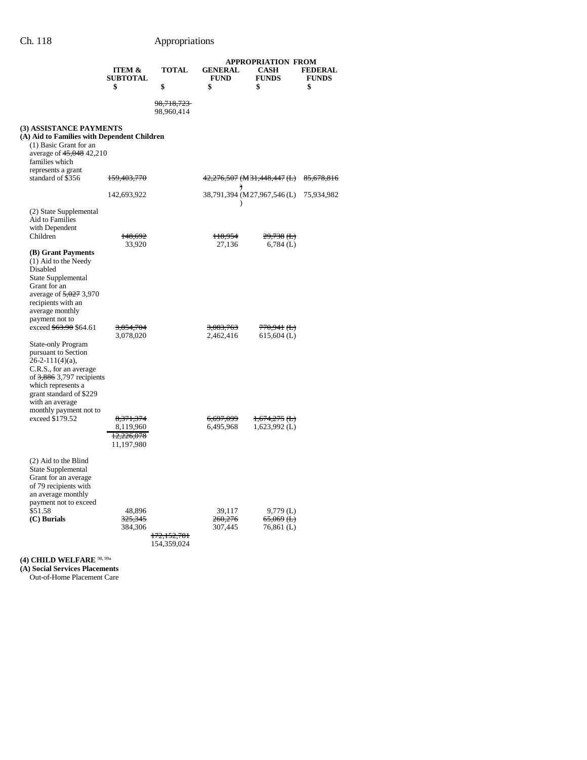| | ITEM & SUBTOTAL | TOTAL | APPROPRIATION FROM GENERAL FUND | CASH FUNDS | FEDERAL FUNDS |
|---|---|---|---|---|---|
| | $ | $ | $ | $ | $ |
| | | ~~98,718,723~~ 98,960,414 | | | |
| **(3) ASSISTANCE PAYMENTS** | | | | | |
| **(A) Aid to Families with Dependent Children** | | | | | |
| (1) Basic Grant for an average of ~~45,048~~ 42,210 families which represents a grant standard of $356 | ~~159,403,770~~ 142,693,922 | | ~~42,276,507~~ 38,791,394 | ~~(M) 31,448,447 (L)~~ (M) 27,967,546 (L) | ~~85,678,816~~ 75,934,982 |
| (2) State Supplemental Aid to Families with Dependent Children | ~~148,692~~ 33,920 | | ~~118,954~~ 27,136 | ~~29,738 (L)~~ 6,784 (L) | |
| **(B) Grant Payments** | | | | | |
| (1) Aid to the Needy Disabled State Supplemental Grant for an average of ~~5,027~~ 3,970 recipients with an average monthly payment not to exceed ~~$63.90~~ $64.61 | ~~3,854,704~~ 3,078,020 | | ~~3,083,763~~ 2,462,416 | ~~770,941 (L)~~ 615,604 (L) | |
| State-only Program pursuant to Section 26-2-111(4)(a), C.R.S., for an average of ~~3,886~~ 3,797 recipients which represents a grant standard of $229 with an average monthly payment not to exceed $179.52 | ~~8,371,374~~ 8,119,960 | | ~~6,697,099~~ 6,495,968 | ~~1,674,275 (L)~~ 1,623,992 (L) | |
| | ~~12,226,078~~ 11,197,980 | | | | |
| (2) Aid to the Blind State Supplemental Grant for an average of 79 recipients with an average monthly payment not to exceed $51.58 | 48,896 | | 39,117 | 9,779 (L) | |
| **(C) Burials** | ~~325,345~~ 384,306 | | ~~260,276~~ 307,445 | ~~65,069 (L)~~ 76,861 (L) | |
| | | ~~172,152,781~~ 154,359,024 | | | |

**(4) CHILD WELFARE** [98, 99a]

**(A) Social Services Placements**

Out-of-Home Placement Care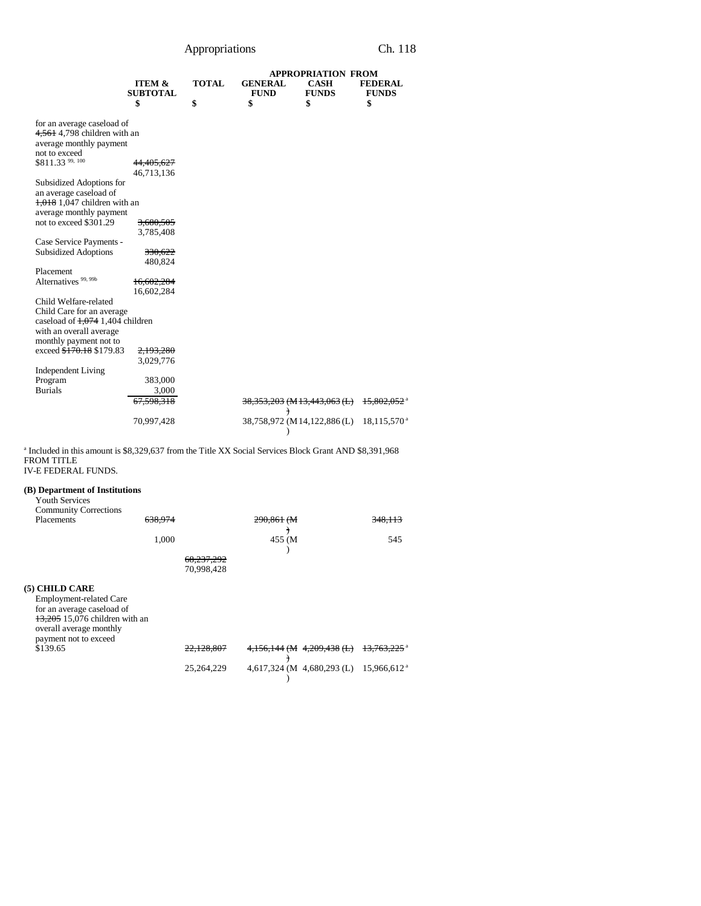| | ITEM & SUBTOTAL | TOTAL | APPROPRIATION FROM GENERAL FUND | CASH FUNDS | FEDERAL FUNDS |
|---|---|---|---|---|---|
| | $ | $ | $ | $ | $ |
| for an average caseload of ~~4,561~~ 4,798 children with an average monthly payment not to exceed $811.33 [99, 100] | ~~44,405,627~~ 46,713,136 | | | | |
| Subsidized Adoptions for an average caseload of ~~1,018~~ 1,047 children with an average monthly payment not to exceed $301.29 | ~~3,680,505~~ 3,785,408 | | | | |
| Case Service Payments - Subsidized Adoptions | ~~330,622~~ 480,824 | | | | |
| Placement Alternatives [99, 99b] | ~~16,602,284~~ 16,602,284 | | | | |
| Child Welfare-related Child Care for an average caseload of ~~1,074~~ 1,404 children with an overall average monthly payment not to exceed ~~$170.18~~ $179.83 | ~~2,193,280~~ 3,029,776 | | | | |
| Independent Living Program | 383,000 | | | | |
| Burials | 3,000 | | | | |
| | ~~67,598,318~~ | | ~~38,353,203 (M)~~ | ~~13,443,063 (L)~~ | ~~15,802,052~~[a] |
| | 70,997,428 | | 38,758,972 (M) | 14,122,886 (L) | 18,115,570[a] |

[a] Included in this amount is $8,329,637 from the Title XX Social Services Block Grant AND $8,391,968 FROM TITLE IV-E FEDERAL FUNDS.

**(B) Department of Institutions**

| | ITEM & SUBTOTAL | TOTAL | GENERAL FUND | CASH FUNDS | FEDERAL FUNDS |
|---|---|---|---|---|---|
| Youth Services Community Corrections Placements | ~~638,974~~ | | ~~290,861 (M)~~ | | ~~348,113~~ |
| | 1,000 | | 455 (M) | | 545 |
| | | ~~68,237,292~~ 70,998,428 | | | |

**(5) CHILD CARE**

| | ITEM & SUBTOTAL | TOTAL | GENERAL FUND | CASH FUNDS | FEDERAL FUNDS |
|---|---|---|---|---|---|
| Employment-related Care for an average caseload of ~~13,205~~ 15,076 children with an overall average monthly payment not to exceed $139.65 | | ~~22,128,807~~ | ~~4,156,144 (M)~~ | ~~4,209,438 (L)~~ | ~~13,763,225~~[a] |
| | | 25,264,229 | 4,617,324 (M) | 4,680,293 (L) | 15,966,612[a] |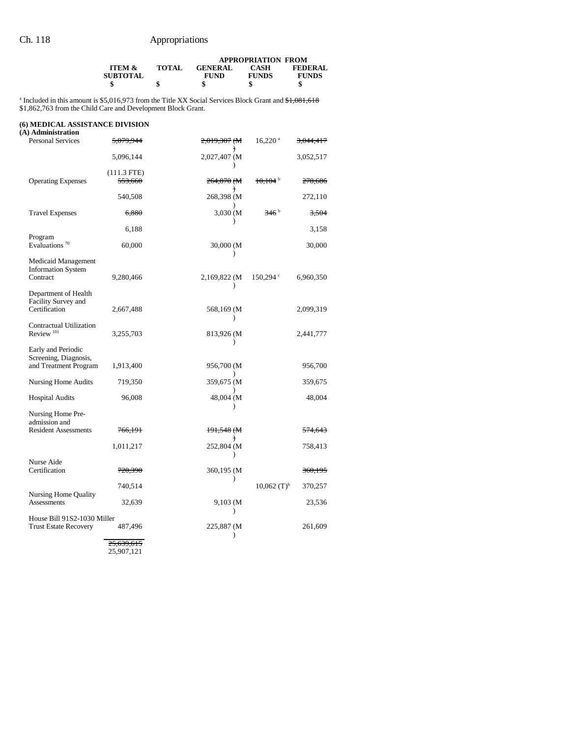| | ITEM & SUBTOTAL | TOTAL | APPROPRIATION FROM GENERAL FUND | CASH FUNDS | FEDERAL FUNDS |
|---|---|---|---|---|---|
| | $ | $ | $ | $ | $ |

[a] Included in this amount is $5,016,973 from the Title XX Social Services Block Grant and ~~$1,081,618~~ $1,862,763 from the Child Care and Development Block Grant.

**(6) MEDICAL ASSISTANCE DIVISION**

**(A) Administration**

| | ITEM & SUBTOTAL | TOTAL | GENERAL FUND | CASH FUNDS | FEDERAL FUNDS |
|---|---|---|---|---|---|
| Personal Services | ~~5,079,944~~ | | ~~2,019,307 (M)~~ | 16,220 [a] | ~~3,044,417~~ |
| | 5,096,144 | | 2,027,407 (M) | | 3,052,517 |
| | (111.3 FTE) | | | | |
| Operating Expenses | ~~553,660~~ | | ~~264,870 (M)~~ | ~~10,104~~ [b] | ~~278,686~~ |
| | 540,508 | | 268,398 (M) | | 272,110 |
| Travel Expenses | ~~6,880~~ | | 3,030 (M) | ~~346~~ [b] | ~~3,504~~ |
| | 6,188 | | | | 3,158 |
| Program Evaluations [70] | 60,000 | | 30,000 (M) | | 30,000 |
| Medicaid Management Information System Contract | 9,280,466 | | 2,169,822 (M) | 150,294 [c] | 6,960,350 |
| Department of Health Facility Survey and Certification | 2,667,488 | | 568,169 (M) | | 2,099,319 |
| Contractual Utilization Review [101] | 3,255,703 | | 813,926 (M) | | 2,441,777 |
| Early and Periodic Screening, Diagnosis, and Treatment Program | 1,913,400 | | 956,700 (M) | | 956,700 |
| Nursing Home Audits | 719,350 | | 359,675 (M) | | 359,675 |
| Hospital Audits | 96,008 | | 48,004 (M) | | 48,004 |
| Nursing Home Pre-admission and Resident Assessments | ~~766,191~~ | | ~~191,548 (M)~~ | | ~~574,643~~ |
| | 1,011,217 | | 252,804 (M) | | 758,413 |
| Nurse Aide Certification | ~~720,390~~ | | 360,195 (M) | | ~~360,195~~ |
| | 740,514 | | | 10,062 (T)[b] | 370,257 |
| Nursing Home Quality Assessments | 32,639 | | 9,103 (M) | | 23,536 |
| House Bill 91S2-1030 Miller Trust Estate Recovery | 487,496 | | 225,887 (M) | | 261,609 |
| | ~~25,639,615~~ | | | | |
| | 25,907,121 | | | | |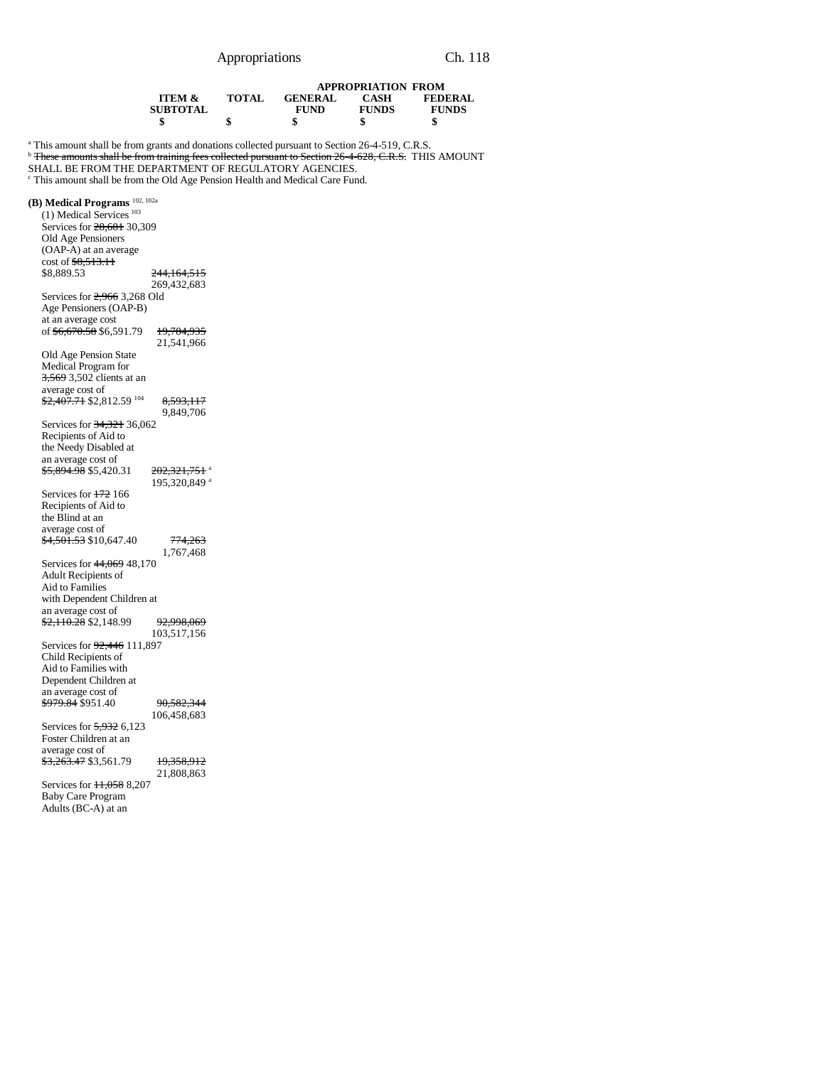| | ITEM & SUBTOTAL | TOTAL | GENERAL FUND | CASH FUNDS | FEDERAL FUNDS |
|---|---|---|---|---|---|
| | | | APPROPRIATION FROM | | |
| | $ | $ | $ | $ | $ |

[a] This amount shall be from grants and donations collected pursuant to Section 26-4-519, C.R.S.
[b] ~~These amounts shall be from training fees collected pursuant to Section 26-4-628, C.R.S.~~ THIS AMOUNT SHALL BE FROM THE DEPARTMENT OF REGULATORY AGENCIES.
[c] This amount shall be from the Old Age Pension Health and Medical Care Fund.

**(B) Medical Programs** [102, 102a]

(1) Medical Services [103]

| | ITEM & SUBTOTAL | TOTAL | GENERAL FUND | CASH FUNDS | FEDERAL FUNDS |
|---|---|---|---|---|---|
| Services for ~~28,681~~ 30,309 Old Age Pensioners (OAP-A) at an average cost of ~~$8,513.11~~ $8,889.53 | ~~244,164,515~~ 269,432,683 | | | | |
| Services for ~~2,966~~ 3,268 Old Age Pensioners (OAP-B) at an average cost of ~~$6,670.58~~ $6,591.79 | ~~19,784,935~~ 21,541,966 | | | | |
| Old Age Pension State Medical Program for ~~3,569~~ 3,502 clients at an average cost of ~~$2,407.71~~ $2,812.59 [104] | ~~8,593,117~~ 9,849,706 | | | | |
| Services for ~~34,321~~ 36,062 Recipients of Aid to the Needy Disabled at an average cost of ~~$5,894.98~~ $5,420.31 | ~~202,321,751~~[a] 195,320,849[a] | | | | |
| Services for ~~172~~ 166 Recipients of Aid to the Blind at an average cost of ~~$4,501.53~~ $10,647.40 | ~~774,263~~ 1,767,468 | | | | |
| Services for ~~44,069~~ 48,170 Adult Recipients of Aid to Families with Dependent Children at an average cost of ~~$2,110.28~~ $2,148.99 | ~~92,998,069~~ 103,517,156 | | | | |
| Services for ~~92,446~~ 111,897 Child Recipients of Aid to Families with Dependent Children at an average cost of ~~$979.84~~ $951.40 | ~~90,582,344~~ 106,458,683 | | | | |
| Services for ~~5,932~~ 6,123 Foster Children at an average cost of ~~$3,263.47~~ $3,561.79 | ~~19,358,912~~ 21,808,863 | | | | |
| Services for ~~11,058~~ 8,207 Baby Care Program Adults (BC-A) at an | | | | | |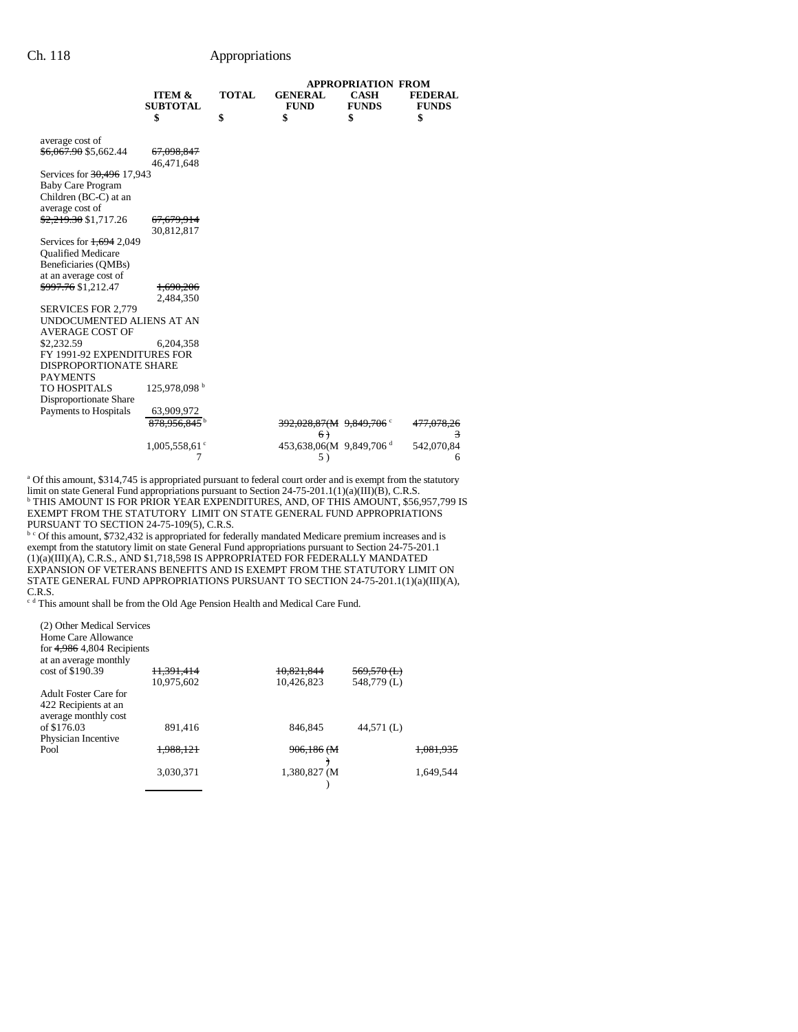| | ITEM & SUBTOTAL | TOTAL | APPROPRIATION FROM GENERAL FUND | CASH FUNDS | FEDERAL FUNDS |
|---|---|---|---|---|---|
| | $ | $ | $ | $ | $ |
| average cost of ~~$6,067.90~~ $5,662.44 | ~~67,098,847~~ 46,471,648 | | | | |
| Services for ~~30,496~~ 17,943 Baby Care Program Children (BC-C) at an average cost of ~~$2,219.30~~ $1,717.26 | ~~67,679,914~~ 30,812,817 | | | | |
| Services for ~~1,694~~ 2,049 Qualified Medicare Beneficiaries (QMBs) at an average cost of ~~$997.76~~ $1,212.47 | ~~1,690,206~~ 2,484,350 | | | | |
| SERVICES FOR 2,779 UNDOCUMENTED ALIENS AT AN AVERAGE COST OF $2,232.59 | 6,204,358 | | | | |
| FY 1991-92 EXPENDITURES FOR DISPROPORTIONATE SHARE PAYMENTS TO HOSPITALS | 125,978,098 [b] | | | | |
| Disproportionate Share Payments to Hospitals | 63,909,972 | | | | |
| | ~~878,956,845~~ [b] | | ~~392,028,876(M)~~ | ~~9,849,706~~ [c] | ~~477,078,263~~ |
| | 1,005,558,617 [c] | | 453,638,065(M) | 9,849,706 [d] | 542,070,846 |

[a] Of this amount, $314,745 is appropriated pursuant to federal court order and is exempt from the statutory limit on state General Fund appropriations pursuant to Section 24-75-201.1(1)(a)(III)(B), C.R.S.
[b] THIS AMOUNT IS FOR PRIOR YEAR EXPENDITURES, AND, OF THIS AMOUNT, $56,957,799 IS EXEMPT FROM THE STATUTORY LIMIT ON STATE GENERAL FUND APPROPRIATIONS PURSUANT TO SECTION 24-75-109(5), C.R.S.
[b] [c] Of this amount, $732,432 is appropriated for federally mandated Medicare premium increases and is exempt from the statutory limit on state General Fund appropriations pursuant to Section 24-75-201.1 (1)(a)(III)(A), C.R.S., AND $1,718,598 IS APPROPRIATED FOR FEDERALLY MANDATED EXPANSION OF VETERANS BENEFITS AND IS EXEMPT FROM THE STATUTORY LIMIT ON STATE GENERAL FUND APPROPRIATIONS PURSUANT TO SECTION 24-75-201.1(1)(a)(III)(A), C.R.S.
[c] [d] This amount shall be from the Old Age Pension Health and Medical Care Fund.

| | ITEM & SUBTOTAL | TOTAL | GENERAL FUND | CASH FUNDS | FEDERAL FUNDS |
|---|---|---|---|---|---|
| (2) Other Medical Services | | | | | |
| Home Care Allowance for ~~4,986~~ 4,804 Recipients at an average monthly cost of $190.39 | ~~11,391,414~~ 10,975,602 | | ~~10,821,844~~ 10,426,823 | ~~569,570 (L)~~ 548,779 (L) | |
| Adult Foster Care for 422 Recipients at an average monthly cost of $176.03 | 891,416 | | 846,845 | 44,571 (L) | |
| Physician Incentive Pool | ~~1,988,121~~ 3,030,371 | | ~~906,186 (M)~~ 1,380,827 (M) | | ~~1,081,935~~ 1,649,544 |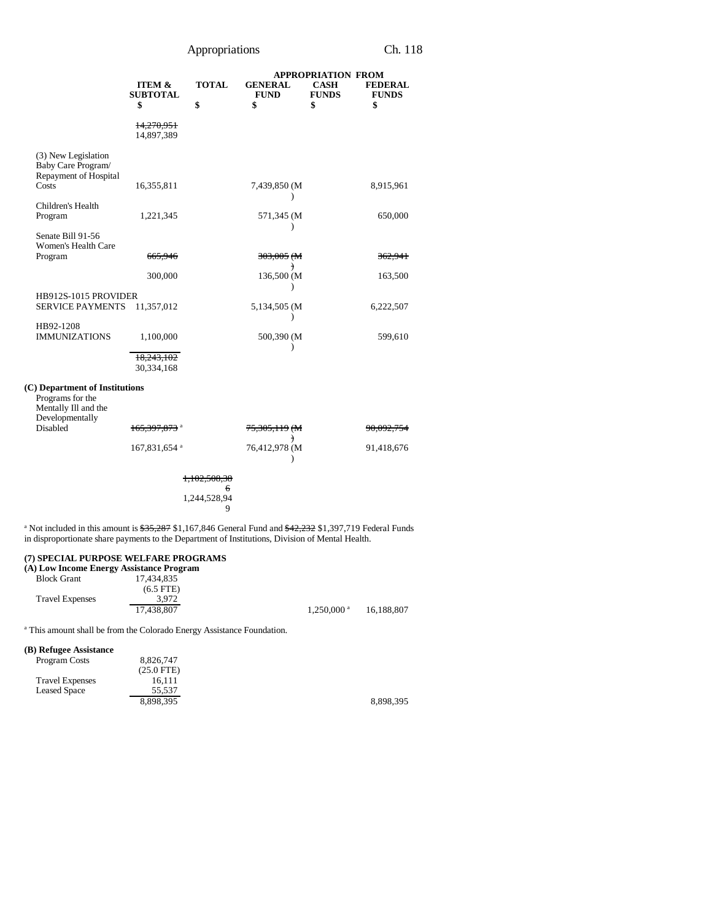| | ITEM & SUBTOTAL | TOTAL | APPROPRIATION FROM GENERAL FUND | CASH FUNDS | FEDERAL FUNDS |
|---|---|---|---|---|---|
| | $ | $ | $ | $ | $ |
| | ~~14,270,951~~ 14,897,389 | | | | |
| (3) New Legislation Baby Care Program/ Repayment of Hospital Costs | 16,355,811 | | 7,439,850 (M) | | 8,915,961 |
| Children's Health Program | 1,221,345 | | 571,345 (M) | | 650,000 |
| Senate Bill 91-56 Women's Health Care Program | ~~665,946~~ | | ~~303,005 (M)~~ | | ~~362,941~~ |
| | 300,000 | | 136,500 (M) | | 163,500 |
| HB912S-1015 PROVIDER SERVICE PAYMENTS | 11,357,012 | | 5,134,505 (M) | | 6,222,507 |
| HB92-1208 IMMUNIZATIONS | 1,100,000 | | 500,390 (M) | | 599,610 |
| | ~~18,243,102~~ 30,334,168 | | | | |
| **(C) Department of Institutions** | | | | | |
| Programs for the Mentally Ill and the Developmentally Disabled | ~~165,397,873~~ [a] | | ~~75,305,119 (M)~~ | | ~~90,092,754~~ |
| | 167,831,654 [a] | | 76,412,978 (M) | | 91,418,676 |
| | | ~~1,102,508,306~~ 1,244,528,949 | | | |

[a] Not included in this amount is ~~$35,287~~ $1,167,846 General Fund and ~~$42,232~~ $1,397,719 Federal Funds in disproportionate share payments to the Department of Institutions, Division of Mental Health.

**(7) SPECIAL PURPOSE WELFARE PROGRAMS**

**(A) Low Income Energy Assistance Program**

| | ITEM & SUBTOTAL | TOTAL | GENERAL FUND | CASH FUNDS | FEDERAL FUNDS |
|---|---|---|---|---|---|
| Block Grant | 17,434,835 (6.5 FTE) | | | | |
| Travel Expenses | 3,972 | | | | |
| | 17,438,807 | | | 1,250,000 [a] | 16,188,807 |

[a] This amount shall be from the Colorado Energy Assistance Foundation.

**(B) Refugee Assistance**

| | ITEM & SUBTOTAL | TOTAL | GENERAL FUND | CASH FUNDS | FEDERAL FUNDS |
|---|---|---|---|---|---|
| Program Costs | 8,826,747 (25.0 FTE) | | | | |
| Travel Expenses | 16,111 | | | | |
| Leased Space | 55,537 | | | | |
| | 8,898,395 | | | | 8,898,395 |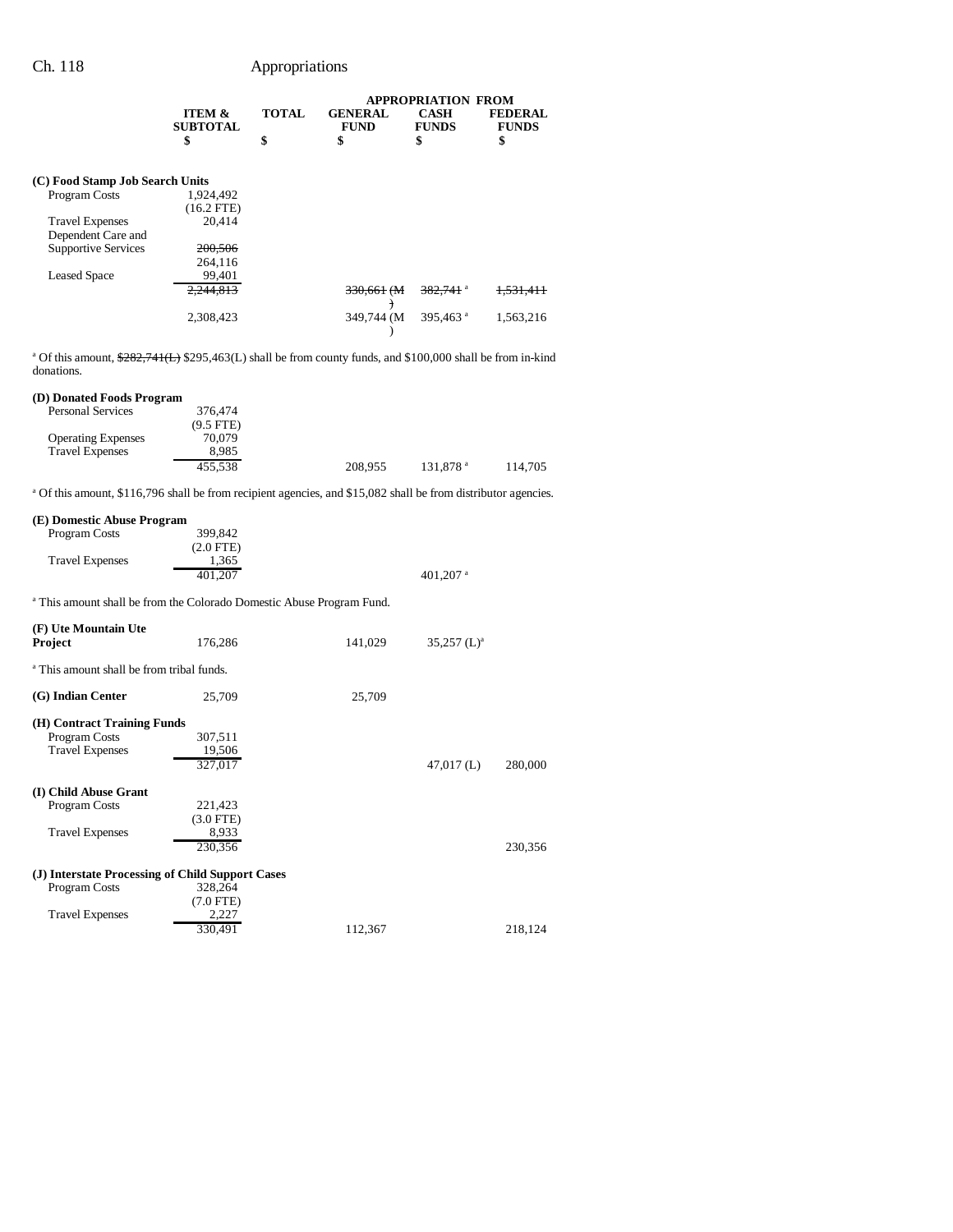| | ITEM & SUBTOTAL | TOTAL | APPROPRIATION FROM GENERAL FUND | CASH FUNDS | FEDERAL FUNDS |
|---|---|---|---|---|---|
| | $ | $ | $ | $ | $ |
| **(C) Food Stamp Job Search Units** | | | | | |
| Program Costs | 1,924,492 | | | | |
| | (16.2 FTE) | | | | |
| Travel Expenses | 20,414 | | | | |
| Dependent Care and Supportive Services | ~~200,506~~ | | | | |
| | 264,116 | | | | |
| Leased Space | 99,401 | | | | |
| | ~~2,244,813~~ | | ~~330,661 (M)~~ | ~~382,741~~ [a] | ~~1,531,411~~ |
| | 2,308,423 | | 349,744 (M) | 395,463 [a] | 1,563,216 |

[a] Of this amount, ~~$282,741(L)~~ $295,463(L) shall be from county funds, and $100,000 shall be from in-kind donations.

| | ITEM & SUBTOTAL | TOTAL | GENERAL FUND | CASH FUNDS | FEDERAL FUNDS |
|---|---|---|---|---|---|
| **(D) Donated Foods Program** | | | | | |
| Personal Services | 376,474 | | | | |
| | (9.5 FTE) | | | | |
| Operating Expenses | 70,079 | | | | |
| Travel Expenses | 8,985 | | | | |
| | 455,538 | | 208,955 | 131,878 [a] | 114,705 |

[a] Of this amount, $116,796 shall be from recipient agencies, and $15,082 shall be from distributor agencies.

| | ITEM & SUBTOTAL | TOTAL | GENERAL FUND | CASH FUNDS | FEDERAL FUNDS |
|---|---|---|---|---|---|
| **(E) Domestic Abuse Program** | | | | | |
| Program Costs | 399,842 | | | | |
| | (2.0 FTE) | | | | |
| Travel Expenses | 1,365 | | | | |
| | 401,207 | | | 401,207 [a] | |

[a] This amount shall be from the Colorado Domestic Abuse Program Fund.

| | ITEM & SUBTOTAL | TOTAL | GENERAL FUND | CASH FUNDS | FEDERAL FUNDS |
|---|---|---|---|---|---|
| **(F) Ute Mountain Ute Project** | 176,286 | | 141,029 | 35,257 (L)[a] | |

[a] This amount shall be from tribal funds.

| | ITEM & SUBTOTAL | TOTAL | GENERAL FUND | CASH FUNDS | FEDERAL FUNDS |
|---|---|---|---|---|---|
| **(G) Indian Center** | 25,709 | | 25,709 | | |
| **(H) Contract Training Funds** | | | | | |
| Program Costs | 307,511 | | | | |
| Travel Expenses | 19,506 | | | | |
| | 327,017 | | | 47,017 (L) | 280,000 |
| **(I) Child Abuse Grant** | | | | | |
| Program Costs | 221,423 | | | | |
| | (3.0 FTE) | | | | |
| Travel Expenses | 8,933 | | | | |
| | 230,356 | | | | 230,356 |
| **(J) Interstate Processing of Child Support Cases** | | | | | |
| Program Costs | 328,264 | | | | |
| | (7.0 FTE) | | | | |
| Travel Expenses | 2,227 | | | | |
| | 330,491 | | 112,367 | | 218,124 |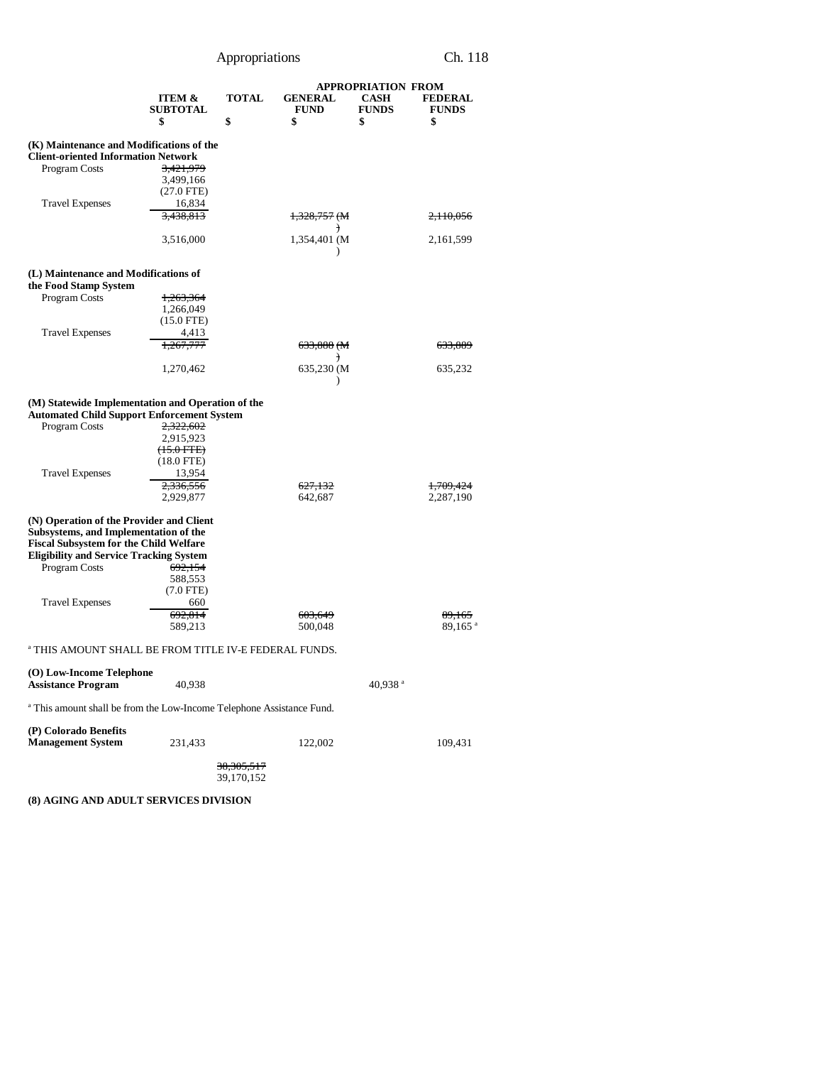| | ITEM & SUBTOTAL | TOTAL | APPROPRIATION FROM GENERAL FUND | CASH FUNDS | FEDERAL FUNDS |
|---|---|---|---|---|---|
| | $ | $ | $ | $ | $ |
| **(K) Maintenance and Modifications of the Client-oriented Information Network** | | | | | |
| Program Costs | ~~3,421,979~~ 3,499,166 (27.0 FTE) | | | | |
| Travel Expenses | 16,834 | | | | |
| | ~~3,438,813~~ | | ~~1,328,757 (M)~~ | | ~~2,110,056~~ |
| | 3,516,000 | | 1,354,401 (M) | | 2,161,599 |
| **(L) Maintenance and Modifications of the Food Stamp System** | | | | | |
| Program Costs | ~~1,263,364~~ 1,266,049 (15.0 FTE) | | | | |
| Travel Expenses | 4,413 | | | | |
| | ~~1,267,777~~ | | ~~633,888 (M)~~ | | ~~633,889~~ |
| | 1,270,462 | | 635,230 (M) | | 635,232 |
| **(M) Statewide Implementation and Operation of the Automated Child Support Enforcement System** | | | | | |
| Program Costs | ~~2,322,602~~ 2,915,923 ~~(15.0 FTE)~~ (18.0 FTE) | | | | |
| Travel Expenses | 13,954 | | | | |
| | ~~2,336,556~~ | | ~~627,132~~ | | ~~1,709,424~~ |
| | 2,929,877 | | 642,687 | | 2,287,190 |
| **(N) Operation of the Provider and Client Subsystems, and Implementation of the Fiscal Subsystem for the Child Welfare Eligibility and Service Tracking System** | | | | | |
| Program Costs | ~~692,154~~ 588,553 (7.0 FTE) | | | | |
| Travel Expenses | 660 | | | | |
| | ~~692,814~~ | | ~~603,649~~ | | ~~89,165~~ |
| | 589,213 | | 500,048 | | 89,165 [a] |

[a] THIS AMOUNT SHALL BE FROM TITLE IV-E FEDERAL FUNDS.

| | ITEM & SUBTOTAL | TOTAL | GENERAL FUND | CASH FUNDS | FEDERAL FUNDS |
|---|---|---|---|---|---|
| **(O) Low-Income Telephone Assistance Program** | 40,938 | | | 40,938 [a] | |

[a] This amount shall be from the Low-Income Telephone Assistance Fund.

| | ITEM & SUBTOTAL | TOTAL | GENERAL FUND | CASH FUNDS | FEDERAL FUNDS |
|---|---|---|---|---|---|
| **(P) Colorado Benefits Management System** | 231,433 | | 122,002 | | 109,431 |
| | | ~~38,305,517~~ 39,170,152 | | | |

**(8) AGING AND ADULT SERVICES DIVISION**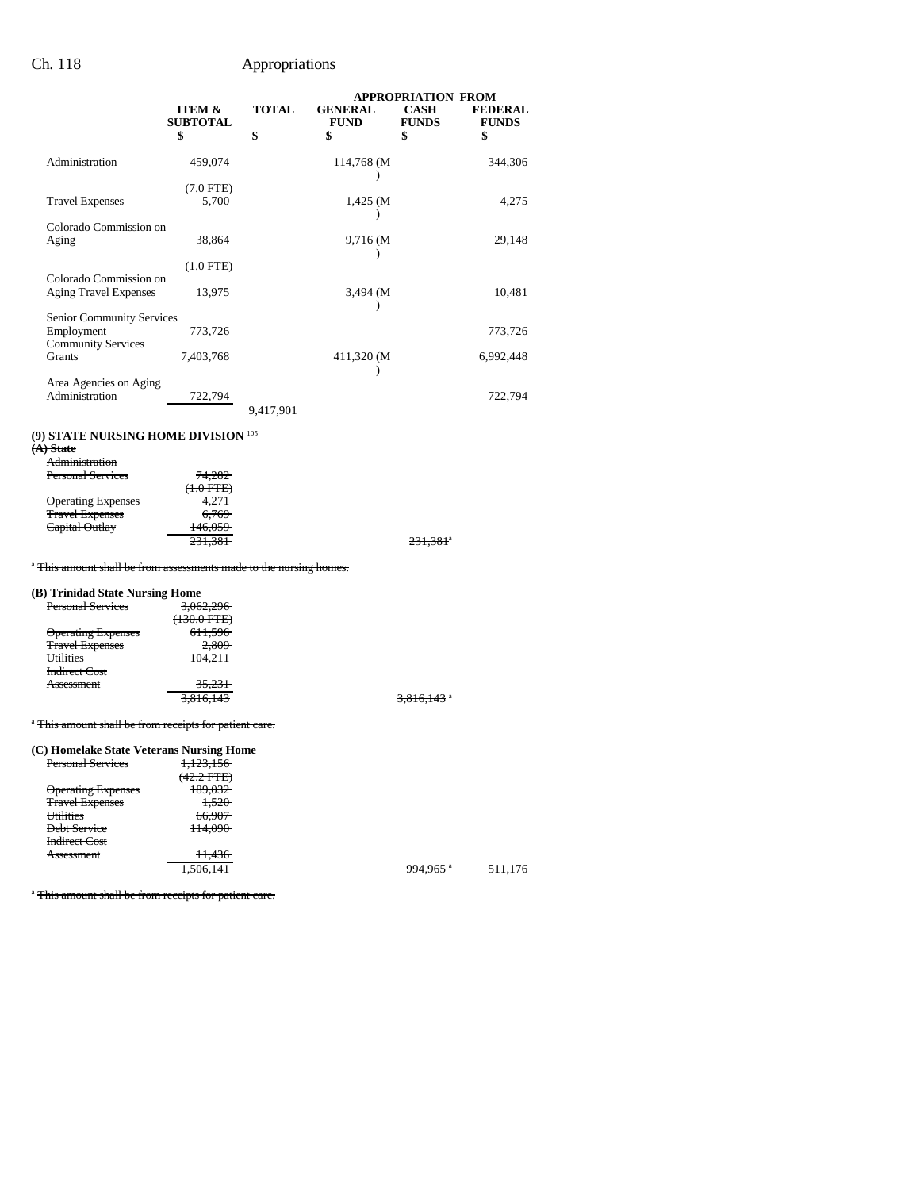| | ITEM & SUBTOTAL | TOTAL | APPROPRIATION FROM GENERAL FUND | CASH FUNDS | FEDERAL FUNDS |
|---|---|---|---|---|---|
| | $ | $ | $ | $ | $ |
| Administration | 459,074 | | 114,768 (M) | | 344,306 |
| | (7.0 FTE) | | | | |
| Travel Expenses | 5,700 | | 1,425 (M) | | 4,275 |
| Colorado Commission on Aging | 38,864 | | 9,716 (M) | | 29,148 |
| | (1.0 FTE) | | | | |
| Colorado Commission on Aging Travel Expenses | 13,975 | | 3,494 (M) | | 10,481 |
| Senior Community Services Employment | 773,726 | | | | 773,726 |
| Community Services Grants | 7,403,768 | | 411,320 (M) | | 6,992,448 |
| Area Agencies on Aging Administration | 722,794 | | | | 722,794 |
| | | 9,417,901 | | | |

**~~(9) STATE NURSING HOME DIVISION~~** [105]

**~~(A) State~~**

| | ITEM & SUBTOTAL | TOTAL | GENERAL FUND | CASH FUNDS | FEDERAL FUNDS |
|---|---|---|---|---|---|
| ~~Administration Personal Services~~ | ~~74,282~~ | | | | |
| | ~~(1.0 FTE)~~ | | | | |
| ~~Operating Expenses~~ | ~~4,271~~ | | | | |
| ~~Travel Expenses~~ | ~~6,769~~ | | | | |
| ~~Capital Outlay~~ | ~~146,059~~ | | | | |
| | ~~231,381~~ | | | ~~231,381~~[a] | |

[a] ~~This amount shall be from assessments made to the nursing homes.~~

**~~(B) Trinidad State Nursing Home~~**

| | ITEM & SUBTOTAL | TOTAL | GENERAL FUND | CASH FUNDS | FEDERAL FUNDS |
|---|---|---|---|---|---|
| ~~Personal Services~~ | ~~3,062,296~~ | | | | |
| | ~~(130.0 FTE)~~ | | | | |
| ~~Operating Expenses~~ | ~~611,596~~ | | | | |
| ~~Travel Expenses~~ | ~~2,809~~ | | | | |
| ~~Utilities~~ | ~~104,211~~ | | | | |
| ~~Indirect Cost Assessment~~ | ~~35,231~~ | | | | |
| | ~~3,816,143~~ | | | ~~3,816,143~~[a] | |

[a] ~~This amount shall be from receipts for patient care.~~

**~~(C) Homelake State Veterans Nursing Home~~**

| | ITEM & SUBTOTAL | TOTAL | GENERAL FUND | CASH FUNDS | FEDERAL FUNDS |
|---|---|---|---|---|---|
| ~~Personal Services~~ | ~~1,123,156~~ | | | | |
| | ~~(42.2 FTE)~~ | | | | |
| ~~Operating Expenses~~ | ~~189,032~~ | | | | |
| ~~Travel Expenses~~ | ~~1,520~~ | | | | |
| ~~Utilities~~ | ~~66,907~~ | | | | |
| ~~Debt Service~~ | ~~114,090~~ | | | | |
| ~~Indirect Cost Assessment~~ | ~~11,436~~ | | | | |
| | ~~1,506,141~~ | | | ~~994,965~~[a] | ~~511,176~~ |

[a] ~~This amount shall be from receipts for patient care.~~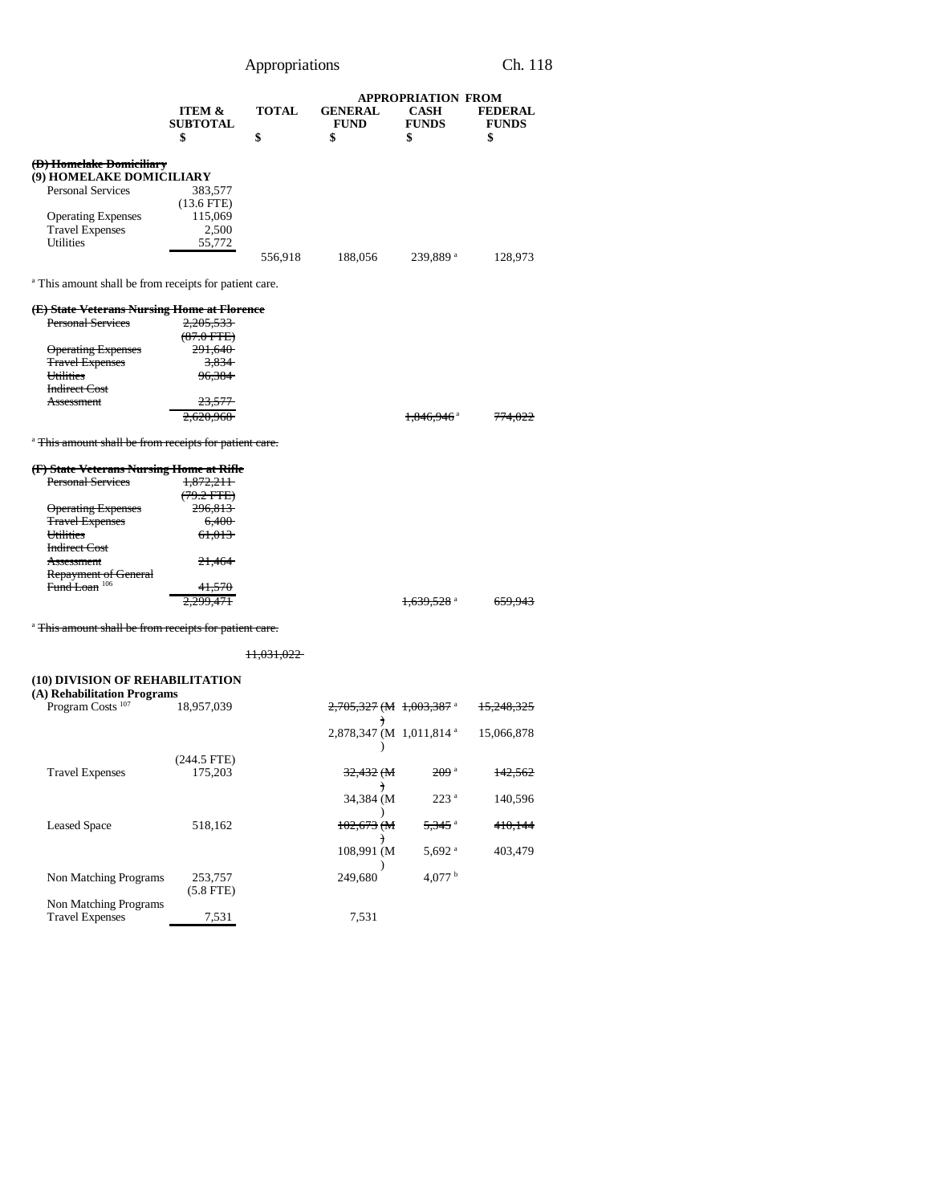| | ITEM & SUBTOTAL | TOTAL | APPROPRIATION FROM GENERAL FUND | CASH FUNDS | FEDERAL FUNDS |
|---|---|---|---|---|---|
| | $ | $ | $ | $ | $ |
| ~~(D) Homelake Domiciliary~~ | | | | | |
| **(9) HOMELAKE DOMICILIARY** | | | | | |
| Personal Services | 383,577 | | | | |
| | (13.6 FTE) | | | | |
| Operating Expenses | 115,069 | | | | |
| Travel Expenses | 2,500 | | | | |
| Utilities | 55,772 | | | | |
| | | 556,918 | 188,056 | 239,889 [a] | 128,973 |

[a] This amount shall be from receipts for patient care.

| | ITEM & SUBTOTAL | TOTAL | GENERAL FUND | CASH FUNDS | FEDERAL FUNDS |
|---|---|---|---|---|---|
| ~~(E) State Veterans Nursing Home at Florence~~ | | | | | |
| ~~Personal Services~~ | ~~2,205,533~~ | | | | |
| | ~~(87.0 FTE)~~ | | | | |
| ~~Operating Expenses~~ | ~~291,640~~ | | | | |
| ~~Travel Expenses~~ | ~~3,834~~ | | | | |
| ~~Utilities~~ | ~~96,384~~ | | | | |
| ~~Indirect Cost Assessment~~ | ~~23,577~~ | | | | |
| | ~~2,620,968~~ | | | ~~1,846,946~~ [a] | ~~774,022~~ |

[a] ~~This amount shall be from receipts for patient care.~~

| | ITEM & SUBTOTAL | TOTAL | GENERAL FUND | CASH FUNDS | FEDERAL FUNDS |
|---|---|---|---|---|---|
| ~~(F) State Veterans Nursing Home at Rifle~~ | | | | | |
| ~~Personal Services~~ | ~~1,872,211~~ | | | | |
| | ~~(79.2 FTE)~~ | | | | |
| ~~Operating Expenses~~ | ~~296,813~~ | | | | |
| ~~Travel Expenses~~ | ~~6,400~~ | | | | |
| ~~Utilities~~ | ~~61,013~~ | | | | |
| ~~Indirect Cost Assessment~~ | ~~21,464~~ | | | | |
| ~~Repayment of General Fund Loan~~ [106] | ~~41,570~~ | | | | |
| | ~~2,299,471~~ | | | ~~1,639,528~~ [a] | ~~659,943~~ |

[a] ~~This amount shall be from receipts for patient care.~~

| | ITEM & SUBTOTAL | TOTAL | GENERAL FUND | CASH FUNDS | FEDERAL FUNDS |
|---|---|---|---|---|---|
| | | ~~11,031,022~~ | | | |
| **(10) DIVISION OF REHABILITATION** | | | | | |
| **(A) Rehabilitation Programs** | | | | | |
| Program Costs [107] | 18,957,039 | | ~~2,705,327 (M)~~ | ~~1,003,387~~ [a] | ~~15,248,325~~ |
| | | | 2,878,347 (M) | 1,011,814 [a] | 15,066,878 |
| | (244.5 FTE) | | | | |
| Travel Expenses | 175,203 | | ~~32,432 (M)~~ | ~~209~~ [a] | ~~142,562~~ |
| | | | 34,384 (M) | 223 [a] | 140,596 |
| Leased Space | 518,162 | | ~~102,673 (M)~~ | ~~5,345~~ [a] | ~~410,144~~ |
| | | | 108,991 (M) | 5,692 [a] | 403,479 |
| Non Matching Programs | 253,757 | | 249,680 | 4,077 [b] | |
| | (5.8 FTE) | | | | |
| Non Matching Programs Travel Expenses | 7,531 | | 7,531 | | |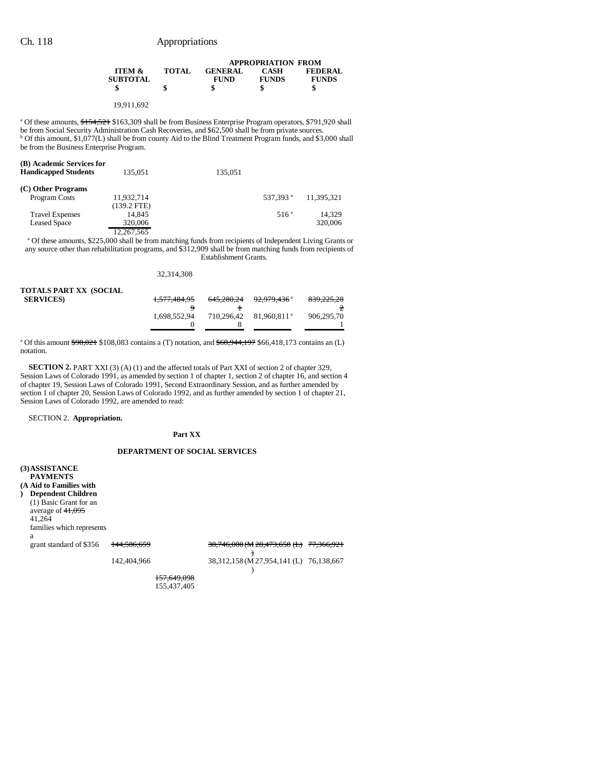| | ITEM & SUBTOTAL | TOTAL | GENERAL FUND | CASH FUNDS | FEDERAL FUNDS |
|---|---|---|---|---|---|
| | | | APPROPRIATION FROM | | |
| | $ | $ | $ | $ | $ |
| | 19,911,692 | | | | |

[a] Of these amounts, ~~$154,521~~ $163,309 shall be from Business Enterprise Program operators, $791,920 shall be from Social Security Administration Cash Recoveries, and $62,500 shall be from private sources.
[b] Of this amount, $1,077(L) shall be from county Aid to the Blind Treatment Program funds, and $3,000 shall be from the Business Enterprise Program.

| | ITEM & SUBTOTAL | TOTAL | GENERAL FUND | CASH FUNDS | FEDERAL FUNDS |
|---|---|---|---|---|---|
| **(B) Academic Services for Handicapped Students** | 135,051 | | 135,051 | | |
| **(C) Other Programs** | | | | | |
| Program Costs | 11,932,714 (139.2 FTE) | | | 537,393 [a] | 11,395,321 |
| Travel Expenses | 14,845 | | | 516 [a] | 14,329 |
| Leased Space | 320,006 | | | | 320,006 |
| | 12,267,565 | | | | |

[a] Of these amounts, $225,000 shall be from matching funds from recipients of Independent Living Grants or any source other than rehabilitation programs, and $312,909 shall be from matching funds from recipients of Establishment Grants.

| | ITEM & SUBTOTAL | TOTAL | GENERAL FUND | CASH FUNDS | FEDERAL FUNDS |
|---|---|---|---|---|---|
| | | 32,314,308 | | | |
| **TOTALS PART XX (SOCIAL SERVICES)** | | ~~1,577,484,959~~ 1,698,552,940 | ~~645,280,241~~ 710,296,428 | ~~92,979,436~~ [a] 81,960,811 [a] | ~~839,225,282~~ 906,295,701 |

[a] Of this amount ~~$98,021~~ $108,083 contains a (T) notation, and ~~$68,944,197~~ $66,418,173 contains an (L) notation.

**SECTION 2.** PART XXI (3) (A) (1) and the affected totals of Part XXI of section 2 of chapter 329, Session Laws of Colorado 1991, as amended by section 1 of chapter 1, section 2 of chapter 16, and section 4 of chapter 19, Session Laws of Colorado 1991, Second Extraordinary Session, and as further amended by section 1 of chapter 20, Session Laws of Colorado 1992, and as further amended by section 1 of chapter 21, Session Laws of Colorado 1992, are amended to read:

SECTION 2. **Appropriation.**

**Part XX**

**DEPARTMENT OF SOCIAL SERVICES**

| | ITEM & SUBTOTAL | TOTAL | GENERAL FUND | CASH FUNDS | FEDERAL FUNDS |
|---|---|---|---|---|---|
| **(3) ASSISTANCE PAYMENTS** | | | | | |
| **(A) Aid to Families with Dependent Children** | | | | | |
| (1) Basic Grant for an average of ~~41,095~~ 41,264 families which represents a grant standard of $356 | ~~144,586,659~~ 142,404,966 | | ~~38,746,080~~ (M) 38,312,158 (M) | ~~28,473,658 (L)~~ 27,954,141 (L) | ~~77,366,921~~ 76,138,667 |
| | | ~~157,649,098~~ 155,437,405 | | | |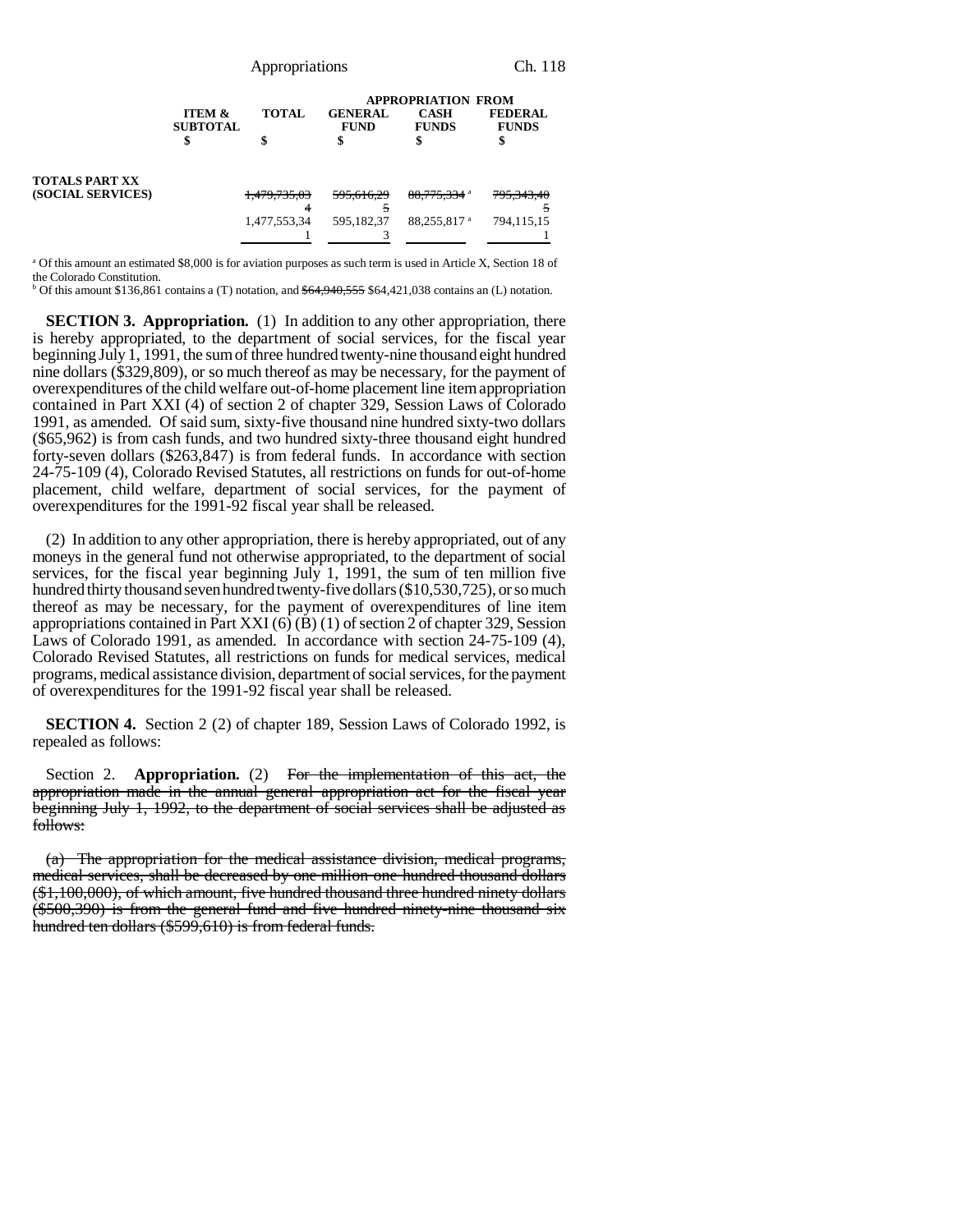| | ITEM & SUBTOTAL | TOTAL | APPROPRIATION FROM GENERAL FUND | CASH FUNDS | FEDERAL FUNDS |
|---|---|---|---|---|---|
| | $ | $ | $ | $ | $ |
| **TOTALS PART XX (SOCIAL SERVICES)** | | ~~1,479,735,034~~ | ~~595,616,295~~ | ~~88,775,334~~ [a] | ~~795,343,405~~ |
| | | 1,477,553,341 | 595,182,373 | 88,255,817 [a] | 794,115,151 |

[a] Of this amount an estimated $8,000 is for aviation purposes as such term is used in Article X, Section 18 of the Colorado Constitution.

[b] Of this amount $136,861 contains a (T) notation, and ~~$64,940,555~~ $64,421,038 contains an (L) notation.

**SECTION 3. Appropriation.** (1) In addition to any other appropriation, there is hereby appropriated, to the department of social services, for the fiscal year beginning July 1, 1991, the sum of three hundred twenty-nine thousand eight hundred nine dollars ($329,809), or so much thereof as may be necessary, for the payment of overexpenditures of the child welfare out-of-home placement line item appropriation contained in Part XXI (4) of section 2 of chapter 329, Session Laws of Colorado 1991, as amended. Of said sum, sixty-five thousand nine hundred sixty-two dollars ($65,962) is from cash funds, and two hundred sixty-three thousand eight hundred forty-seven dollars ($263,847) is from federal funds. In accordance with section 24-75-109 (4), Colorado Revised Statutes, all restrictions on funds for out-of-home placement, child welfare, department of social services, for the payment of overexpenditures for the 1991-92 fiscal year shall be released.

(2) In addition to any other appropriation, there is hereby appropriated, out of any moneys in the general fund not otherwise appropriated, to the department of social services, for the fiscal year beginning July 1, 1991, the sum of ten million five hundred thirty thousand seven hundred twenty-five dollars ($10,530,725), or so much thereof as may be necessary, for the payment of overexpenditures of line item appropriations contained in Part XXI (6) (B) (1) of section 2 of chapter 329, Session Laws of Colorado 1991, as amended. In accordance with section 24-75-109 (4), Colorado Revised Statutes, all restrictions on funds for medical services, medical programs, medical assistance division, department of social services, for the payment of overexpenditures for the 1991-92 fiscal year shall be released.

**SECTION 4.** Section 2 (2) of chapter 189, Session Laws of Colorado 1992, is repealed as follows:

Section 2. **Appropriation.** (2) ~~For the implementation of this act, the appropriation made in the annual general appropriation act for the fiscal year beginning July 1, 1992, to the department of social services shall be adjusted as follows:~~

~~(a) The appropriation for the medical assistance division, medical programs, medical services, shall be decreased by one million one hundred thousand dollars ($1,100,000), of which amount, five hundred thousand three hundred ninety dollars ($500,390) is from the general fund and five hundred ninety-nine thousand six hundred ten dollars ($599,610) is from federal funds.~~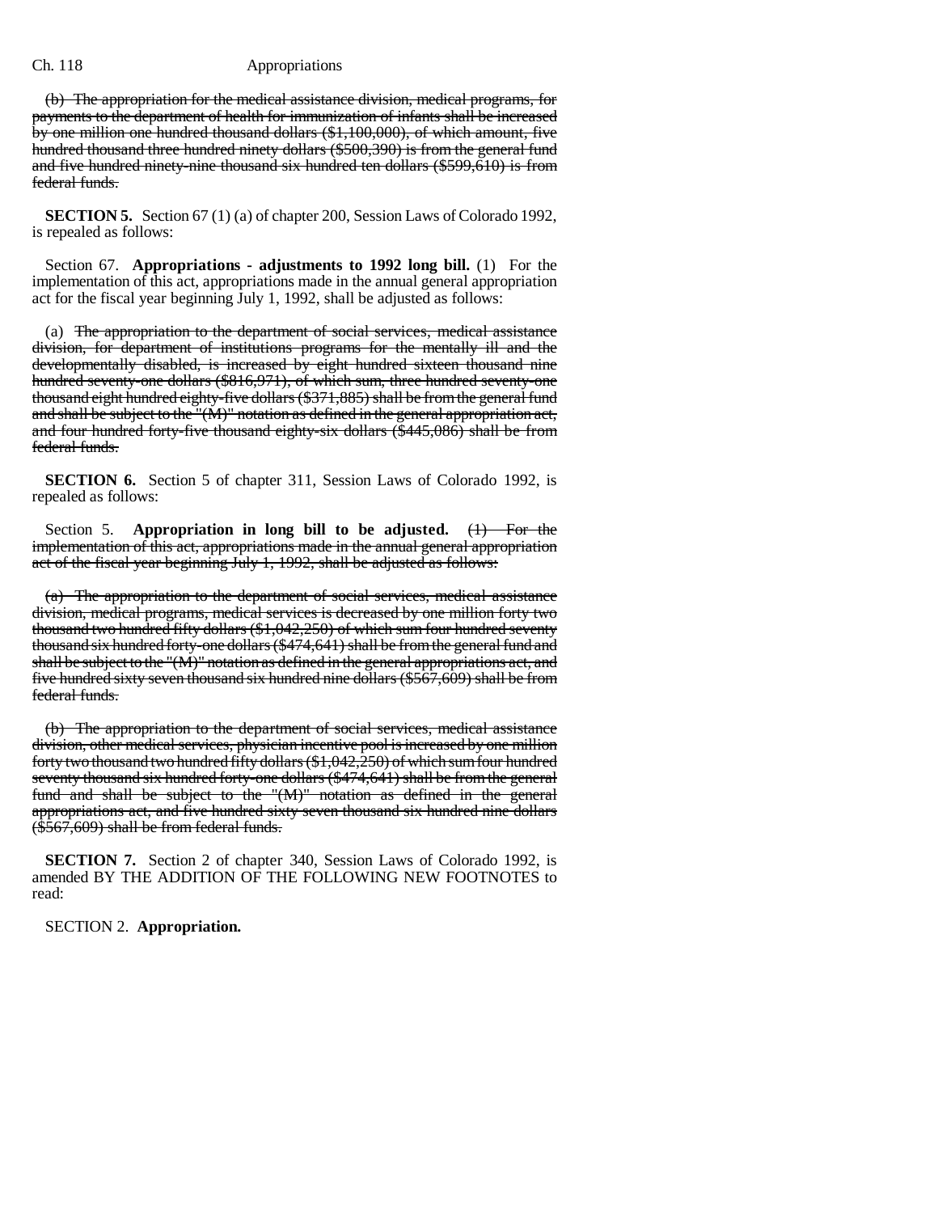(b) The appropriation for the medical assistance division, medical programs, for payments to the department of health for immunization of infants shall be increased by one million one hundred thousand dollars ($1,100,000), of which amount, five hundred thousand three hundred ninety dollars ($500,390) is from the general fund and five hundred ninety-nine thousand six hundred ten dollars ($599,610) is from federal funds.

**SECTION 5.** Section 67 (1) (a) of chapter 200, Session Laws of Colorado 1992, is repealed as follows:

Section 67. **Appropriations - adjustments to 1992 long bill.** (1) For the implementation of this act, appropriations made in the annual general appropriation act for the fiscal year beginning July 1, 1992, shall be adjusted as follows:

(a) The appropriation to the department of social services, medical assistance division, for department of institutions programs for the mentally ill and the developmentally disabled, is increased by eight hundred sixteen thousand nine hundred seventy-one dollars ($816,971), of which sum, three hundred seventy-one thousand eight hundred eighty-five dollars ($371,885) shall be from the general fund and shall be subject to the "(M)" notation as defined in the general appropriation act, and four hundred forty-five thousand eighty-six dollars ($445,086) shall be from federal funds.

**SECTION 6.** Section 5 of chapter 311, Session Laws of Colorado 1992, is repealed as follows:

Section 5. **Appropriation in long bill to be adjusted.** (1) For the implementation of this act, appropriations made in the annual general appropriation act of the fiscal year beginning July 1, 1992, shall be adjusted as follows:

(a) The appropriation to the department of social services, medical assistance division, medical programs, medical services is decreased by one million forty two thousand two hundred fifty dollars ($1,042,250) of which sum four hundred seventy thousand six hundred forty-one dollars ($474,641) shall be from the general fund and shall be subject to the "(M)" notation as defined in the general appropriations act, and five hundred sixty seven thousand six hundred nine dollars ($567,609) shall be from federal funds.

(b) The appropriation to the department of social services, medical assistance division, other medical services, physician incentive pool is increased by one million forty two thousand two hundred fifty dollars ($1,042,250) of which sum four hundred seventy thousand six hundred forty-one dollars ($474,641) shall be from the general fund and shall be subject to the "(M)" notation as defined in the general appropriations act, and five hundred sixty-seven thousand six hundred nine dollars ($567,609) shall be from federal funds.

**SECTION 7.** Section 2 of chapter 340, Session Laws of Colorado 1992, is amended BY THE ADDITION OF THE FOLLOWING NEW FOOTNOTES to read:

SECTION 2. **Appropriation.**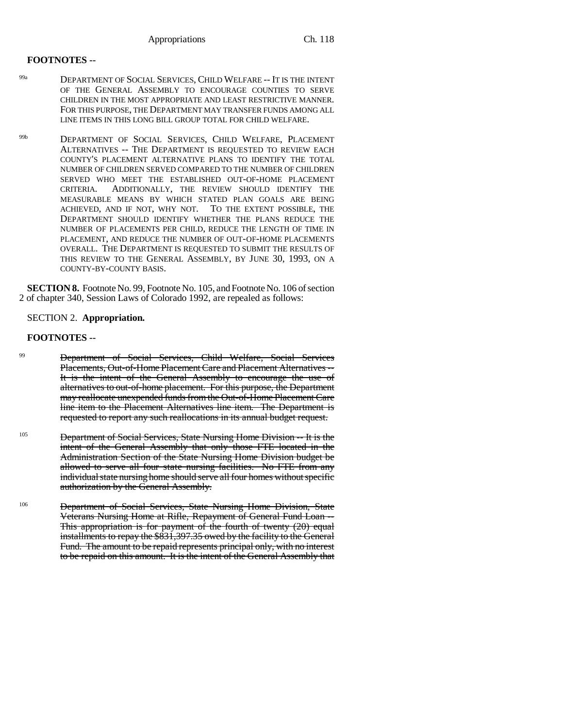**FOOTNOTES --**

99a DEPARTMENT OF SOCIAL SERVICES, CHILD WELFARE -- IT IS THE INTENT OF THE GENERAL ASSEMBLY TO ENCOURAGE COUNTIES TO SERVE CHILDREN IN THE MOST APPROPRIATE AND LEAST RESTRICTIVE MANNER. FOR THIS PURPOSE, THE DEPARTMENT MAY TRANSFER FUNDS AMONG ALL LINE ITEMS IN THIS LONG BILL GROUP TOTAL FOR CHILD WELFARE.

99b DEPARTMENT OF SOCIAL SERVICES, CHILD WELFARE, PLACEMENT ALTERNATIVES -- THE DEPARTMENT IS REQUESTED TO REVIEW EACH COUNTY'S PLACEMENT ALTERNATIVE PLANS TO IDENTIFY THE TOTAL NUMBER OF CHILDREN SERVED COMPARED TO THE NUMBER OF CHILDREN SERVED WHO MEET THE ESTABLISHED OUT-OF-HOME PLACEMENT CRITERIA. ADDITIONALLY, THE REVIEW SHOULD IDENTIFY THE MEASURABLE MEANS BY WHICH STATED PLAN GOALS ARE BEING ACHIEVED, AND IF NOT, WHY NOT. TO THE EXTENT POSSIBLE, THE DEPARTMENT SHOULD IDENTIFY WHETHER THE PLANS REDUCE THE NUMBER OF PLACEMENTS PER CHILD, REDUCE THE LENGTH OF TIME IN PLACEMENT, AND REDUCE THE NUMBER OF OUT-OF-HOME PLACEMENTS OVERALL. THE DEPARTMENT IS REQUESTED TO SUBMIT THE RESULTS OF THIS REVIEW TO THE GENERAL ASSEMBLY, BY JUNE 30, 1993, ON A COUNTY-BY-COUNTY BASIS.

**SECTION 8.** Footnote No. 99, Footnote No. 105, and Footnote No. 106 of section 2 of chapter 340, Session Laws of Colorado 1992, are repealed as follows:

SECTION 2. **Appropriation.**

**FOOTNOTES --**

99 ~~Department of Social Services, Child Welfare, Social Services Placements, Out-of-Home Placement Care and Placement Alternatives -- It is the intent of the General Assembly to encourage the use of alternatives to out-of-home placement. For this purpose, the Department may reallocate unexpended funds from the Out-of-Home Placement Care line item to the Placement Alternatives line item. The Department is requested to report any such reallocations in its annual budget request.~~

105 ~~Department of Social Services, State Nursing Home Division -- It is the intent of the General Assembly that only those FTE located in the Administration Section of the State Nursing Home Division budget be allowed to serve all four state nursing facilities. No FTE from any individual state nursing home should serve all four homes without specific authorization by the General Assembly.~~

106 ~~Department of Social Services, State Nursing Home Division, State Veterans Nursing Home at Rifle, Repayment of General Fund Loan -- This appropriation is for payment of the fourth of twenty (20) equal installments to repay the $831,397.35 owed by the facility to the General Fund. The amount to be repaid represents principal only, with no interest to be repaid on this amount. It is the intent of the General Assembly that~~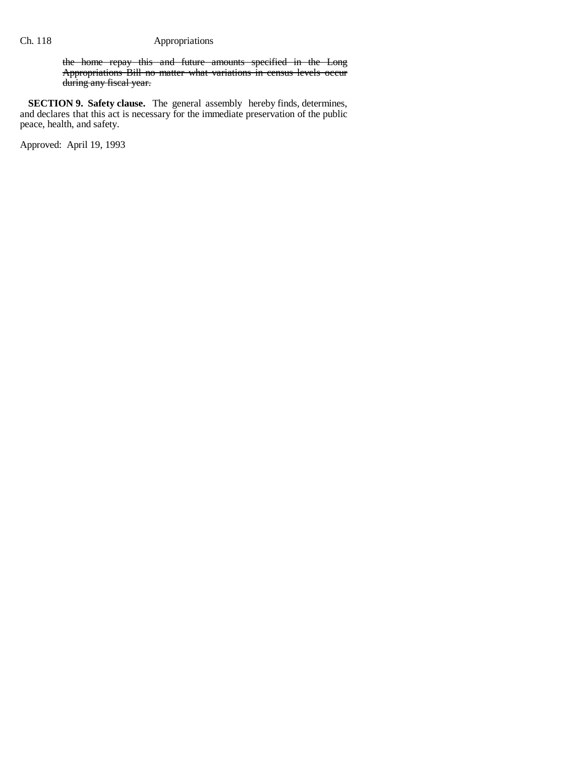~~the home repay this and future amounts specified in the Long Appropriations Bill no matter what variations in census levels occur during any fiscal year.~~

**SECTION 9. Safety clause.** The general assembly hereby finds, determines, and declares that this act is necessary for the immediate preservation of the public peace, health, and safety.

Approved: April 19, 1993